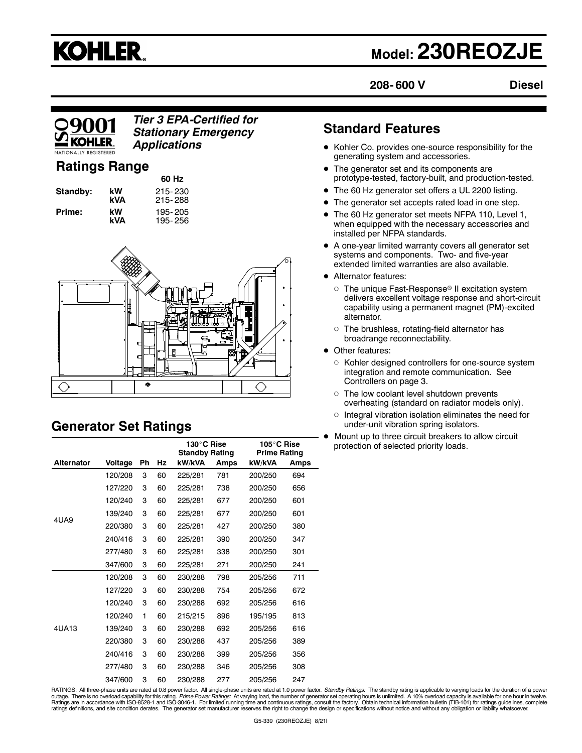# KOHLER

# Model: 230REOZJE

**208- 600 V** **Diesel**

*Tier 3 EPA-Certified for Stationary Emergency Applications*

## Ratings Range

| | | 60 Hz |
|---|---|---|
| **Standby:** | **kW** | 215- 230 |
| | **kVA** | 215- 288 |
| **Prime:** | **kW** | 195- 205 |
| | **kVA** | 195- 256 |

## Standard Features

- Kohler Co. provides one-source responsibility for the generating system and accessories.
- The generator set and its components are prototype-tested, factory-built, and production-tested.
- The 60 Hz generator set offers a UL 2200 listing.
- The generator set accepts rated load in one step.
- The 60 Hz generator set meets NFPA 110, Level 1, when equipped with the necessary accessories and installed per NFPA standards.
- A one-year limited warranty covers all generator set systems and components. Two- and five-year extended limited warranties are also available.
- Alternator features:
  - The unique Fast-Response® II excitation system delivers excellent voltage response and short-circuit capability using a permanent magnet (PM)-excited alternator.
  - The brushless, rotating-field alternator has broadrange reconnectability.
- Other features:
  - Kohler designed controllers for one-source system integration and remote communication. See Controllers on page 3.
  - The low coolant level shutdown prevents overheating (standard on radiator models only).
  - Integral vibration isolation eliminates the need for under-unit vibration spring isolators.
- Mount up to three circuit breakers to allow circuit protection of selected priority loads.

## Generator Set Ratings

| | | | | 130°C Rise Standby Rating | | 105°C Rise Prime Rating | |
|---|---|---|---|---|---|---|---|
| **Alternator** | **Voltage** | **Ph** | **Hz** | **kW/kVA** | **Amps** | **kW/kVA** | **Amps** |
| 4UA9 | 120/208 | 3 | 60 | 225/281 | 781 | 200/250 | 694 |
| | 127/220 | 3 | 60 | 225/281 | 738 | 200/250 | 656 |
| | 120/240 | 3 | 60 | 225/281 | 677 | 200/250 | 601 |
| | 139/240 | 3 | 60 | 225/281 | 677 | 200/250 | 601 |
| | 220/380 | 3 | 60 | 225/281 | 427 | 200/250 | 380 |
| | 240/416 | 3 | 60 | 225/281 | 390 | 200/250 | 347 |
| | 277/480 | 3 | 60 | 225/281 | 338 | 200/250 | 301 |
| | 347/600 | 3 | 60 | 225/281 | 271 | 200/250 | 241 |
| 4UA13 | 120/208 | 3 | 60 | 230/288 | 798 | 205/256 | 711 |
| | 127/220 | 3 | 60 | 230/288 | 754 | 205/256 | 672 |
| | 120/240 | 3 | 60 | 230/288 | 692 | 205/256 | 616 |
| | 120/240 | 1 | 60 | 215/215 | 896 | 195/195 | 813 |
| | 139/240 | 3 | 60 | 230/288 | 692 | 205/256 | 616 |
| | 220/380 | 3 | 60 | 230/288 | 437 | 205/256 | 389 |
| | 240/416 | 3 | 60 | 230/288 | 399 | 205/256 | 356 |
| | 277/480 | 3 | 60 | 230/288 | 346 | 205/256 | 308 |
| | 347/600 | 3 | 60 | 230/288 | 277 | 205/256 | 247 |

RATINGS: All three-phase units are rated at 0.8 power factor. All single-phase units are rated at 1.0 power factor. *Standby Ratings:* The standby rating is applicable to varying loads for the duration of a power outage. There is no overload capability for this rating. *Prime Power Ratings:* At varying load, the number of generator set operating hours is unlimited. A 10% overload capacity is available for one hour in twelve. Ratings are in accordance with ISO-8528-1 and ISO-3046-1. For limited running time and continuous ratings, consult the factory. Obtain technical information bulletin (TIB-101) for ratings guidelines, complete ratings definitions, and site condition derates. The generator set manufacturer reserves the right to change the design or specifications without notice and without any obligation or liability whatsoever.

G5-339 (230REOZJE) 8/21l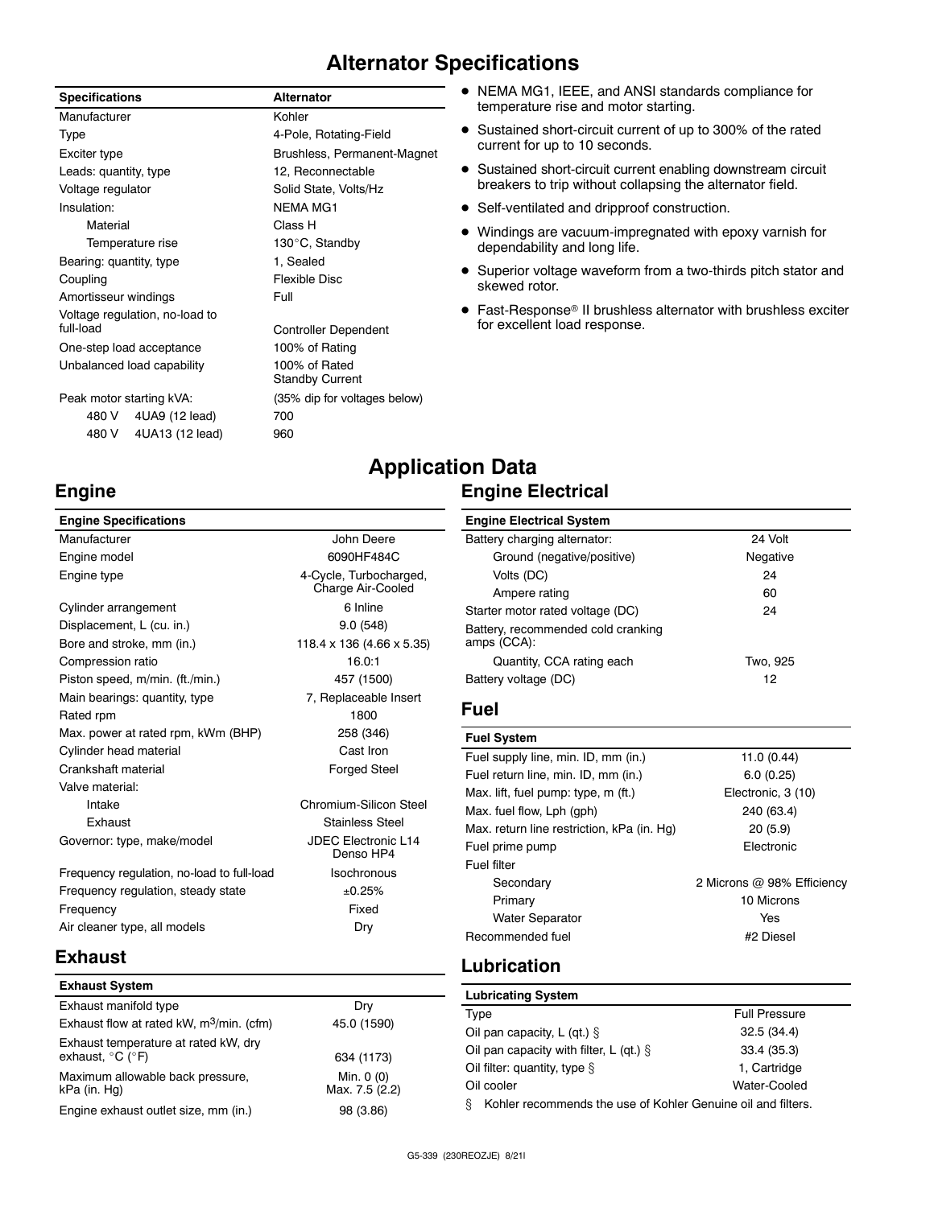# Alternator Specifications

| Specifications | Alternator |
|---|---|
| Manufacturer | Kohler |
| Type | 4-Pole, Rotating-Field |
| Exciter type | Brushless, Permanent-Magnet |
| Leads: quantity, type | 12, Reconnectable |
| Voltage regulator | Solid State, Volts/Hz |
| Insulation: | NEMA MG1 |
| Material | Class H |
| Temperature rise | 130°C, Standby |
| Bearing: quantity, type | 1, Sealed |
| Coupling | Flexible Disc |
| Amortisseur windings | Full |
| Voltage regulation, no-load to full-load | Controller Dependent |
| One-step load acceptance | 100% of Rating |
| Unbalanced load capability | 100% of Rated Standby Current |
| Peak motor starting kVA: | (35% dip for voltages below) |
| 480 V 4UA9 (12 lead) | 700 |
| 480 V 4UA13 (12 lead) | 960 |

- NEMA MG1, IEEE, and ANSI standards compliance for temperature rise and motor starting.
- Sustained short-circuit current of up to 300% of the rated current for up to 10 seconds.
- Sustained short-circuit current enabling downstream circuit breakers to trip without collapsing the alternator field.
- Self-ventilated and dripproof construction.
- Windings are vacuum-impregnated with epoxy varnish for dependability and long life.
- Superior voltage waveform from a two-thirds pitch stator and skewed rotor.
- Fast-Response® II brushless alternator with brushless exciter for excellent load response.

# Application Data

## Engine

| Engine Specifications | |
|---|---|
| Manufacturer | John Deere |
| Engine model | 6090HF484C |
| Engine type | 4-Cycle, Turbocharged, Charge Air-Cooled |
| Cylinder arrangement | 6 Inline |
| Displacement, L (cu. in.) | 9.0 (548) |
| Bore and stroke, mm (in.) | 118.4 x 136 (4.66 x 5.35) |
| Compression ratio | 16.0:1 |
| Piston speed, m/min. (ft./min.) | 457 (1500) |
| Main bearings: quantity, type | 7, Replaceable Insert |
| Rated rpm | 1800 |
| Max. power at rated rpm, kWm (BHP) | 258 (346) |
| Cylinder head material | Cast Iron |
| Crankshaft material | Forged Steel |
| Valve material: | |
| Intake | Chromium-Silicon Steel |
| Exhaust | Stainless Steel |
| Governor: type, make/model | JDEC Electronic L14 Denso HP4 |
| Frequency regulation, no-load to full-load | Isochronous |
| Frequency regulation, steady state | ±0.25% |
| Frequency | Fixed |
| Air cleaner type, all models | Dry |

## Exhaust

| Exhaust System | |
|---|---|
| Exhaust manifold type | Dry |
| Exhaust flow at rated kW, $m^3$/min. (cfm) | 45.0 (1590) |
| Exhaust temperature at rated kW, dry exhaust, °C (°F) | 634 (1173) |
| Maximum allowable back pressure, kPa (in. Hg) | Min. 0 (0) Max. 7.5 (2.2) |
| Engine exhaust outlet size, mm (in.) | 98 (3.86) |

## Engine Electrical

| Engine Electrical System | |
|---|---|
| Battery charging alternator: | 24 Volt |
| Ground (negative/positive) | Negative |
| Volts (DC) | 24 |
| Ampere rating | 60 |
| Starter motor rated voltage (DC) | 24 |
| Battery, recommended cold cranking amps (CCA): | |
| Quantity, CCA rating each | Two, 925 |
| Battery voltage (DC) | 12 |

## Fuel

| Fuel System | |
|---|---|
| Fuel supply line, min. ID, mm (in.) | 11.0 (0.44) |
| Fuel return line, min. ID, mm (in.) | 6.0 (0.25) |
| Max. lift, fuel pump: type, m (ft.) | Electronic, 3 (10) |
| Max. fuel flow, Lph (gph) | 240 (63.4) |
| Max. return line restriction, kPa (in. Hg) | 20 (5.9) |
| Fuel prime pump | Electronic |
| Fuel filter | |
| Secondary | 2 Microns @ 98% Efficiency |
| Primary | 10 Microns |
| Water Separator | Yes |
| Recommended fuel | #2 Diesel |

## Lubrication

| Lubricating System | |
|---|---|
| Type | Full Pressure |
| Oil pan capacity, L (qt.) § | 32.5 (34.4) |
| Oil pan capacity with filter, L (qt.) § | 33.4 (35.3) |
| Oil filter: quantity, type § | 1, Cartridge |
| Oil cooler | Water-Cooled |

§ Kohler recommends the use of Kohler Genuine oil and filters.

G5-339 (230REOZJE) 8/21l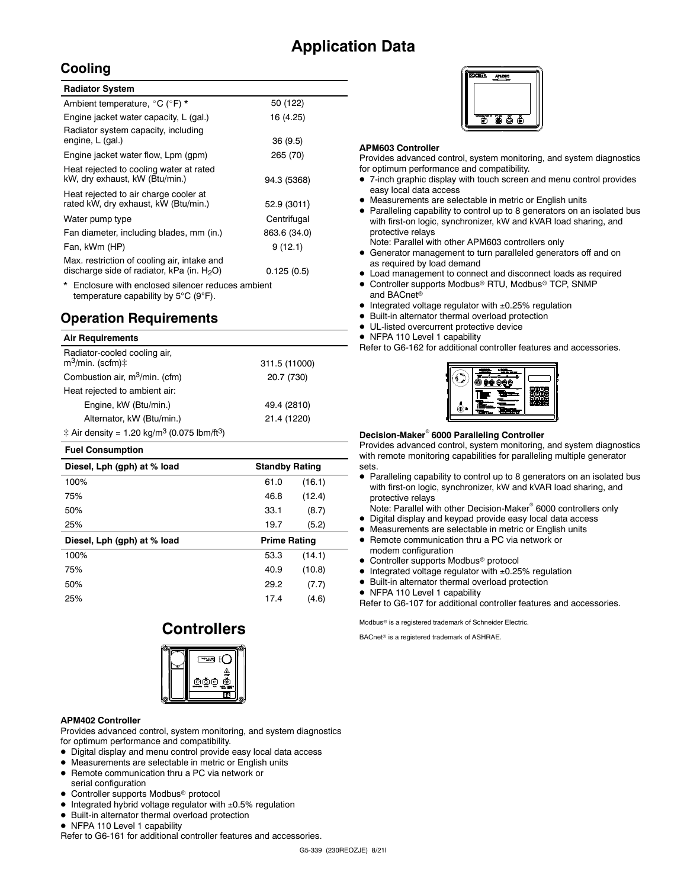# Application Data

## Cooling

| Radiator System | |
|---|---|
| Ambient temperature, °C (°F) * | 50 (122) |
| Engine jacket water capacity, L (gal.) | 16 (4.25) |
| Radiator system capacity, including engine, L (gal.) | 36 (9.5) |
| Engine jacket water flow, Lpm (gpm) | 265 (70) |
| Heat rejected to cooling water at rated kW, dry exhaust, kW (Btu/min.) | 94.3 (5368) |
| Heat rejected to air charge cooler at rated kW, dry exhaust, kW (Btu/min.) | 52.9 (3011) |
| Water pump type | Centrifugal |
| Fan diameter, including blades, mm (in.) | 863.6 (34.0) |
| Fan, kWm (HP) | 9 (12.1) |
| Max. restriction of cooling air, intake and discharge side of radiator, kPa (in. $H_2O$) | 0.125 (0.5) |

\* Enclosure with enclosed silencer reduces ambient temperature capability by 5°C (9°F).

## Operation Requirements

| Air Requirements | |
|---|---|
| Radiator-cooled cooling air, $m^3$/min. (scfm)‡ | 311.5 (11000) |
| Combustion air, $m^3$/min. (cfm) | 20.7 (730) |
| Heat rejected to ambient air: | |
| Engine, kW (Btu/min.) | 49.4 (2810) |
| Alternator, kW (Btu/min.) | 21.4 (1220) |

‡ Air density = 1.20 kg/$m^3$ (0.075 lbm/$ft^3$)

| Fuel Consumption | | |
|---|---|---|
| **Diesel, Lph (gph) at % load** | **Standby Rating** | |
| 100% | 61.0 | (16.1) |
| 75% | 46.8 | (12.4) |
| 50% | 33.1 | (8.7) |
| 25% | 19.7 | (5.2) |
| **Diesel, Lph (gph) at % load** | **Prime Rating** | |
| 100% | 53.3 | (14.1) |
| 75% | 40.9 | (10.8) |
| 50% | 29.2 | (7.7) |
| 25% | 17.4 | (4.6) |

# Controllers

**APM402 Controller**

Provides advanced control, system monitoring, and system diagnostics for optimum performance and compatibility.

- Digital display and menu control provide easy local data access
- Measurements are selectable in metric or English units
- Remote communication thru a PC via network or serial configuration
- Controller supports Modbus® protocol
- Integrated hybrid voltage regulator with ±0.5% regulation
- Built-in alternator thermal overload protection
- NFPA 110 Level 1 capability

Refer to G6-161 for additional controller features and accessories.

**APM603 Controller**

Provides advanced control, system monitoring, and system diagnostics for optimum performance and compatibility.

- 7-inch graphic display with touch screen and menu control provides easy local data access
- Measurements are selectable in metric or English units
- Paralleling capability to control up to 8 generators on an isolated bus with first-on logic, synchronizer, kW and kVAR load sharing, and protective relays
  Note: Parallel with other APM603 controllers only
- Generator management to turn paralleled generators off and on as required by load demand
- Load management to connect and disconnect loads as required
- Controller supports Modbus® RTU, Modbus® TCP, SNMP and BACnet®
- Integrated voltage regulator with ±0.25% regulation
- Built-in alternator thermal overload protection
- UL-listed overcurrent protective device
- NFPA 110 Level 1 capability

Refer to G6-162 for additional controller features and accessories.

**Decision-Maker® 6000 Paralleling Controller**

Provides advanced control, system monitoring, and system diagnostics with remote monitoring capabilities for paralleling multiple generator sets.

- Paralleling capability to control up to 8 generators on an isolated bus with first-on logic, synchronizer, kW and kVAR load sharing, and protective relays
  Note: Parallel with other Decision-Maker® 6000 controllers only
- Digital display and keypad provide easy local data access
- Measurements are selectable in metric or English units
- Remote communication thru a PC via network or modem configuration
- Controller supports Modbus® protocol
- Integrated voltage regulator with ±0.25% regulation
- Built-in alternator thermal overload protection
- NFPA 110 Level 1 capability

Refer to G6-107 for additional controller features and accessories.

Modbus® is a registered trademark of Schneider Electric.

BACnet® is a registered trademark of ASHRAE.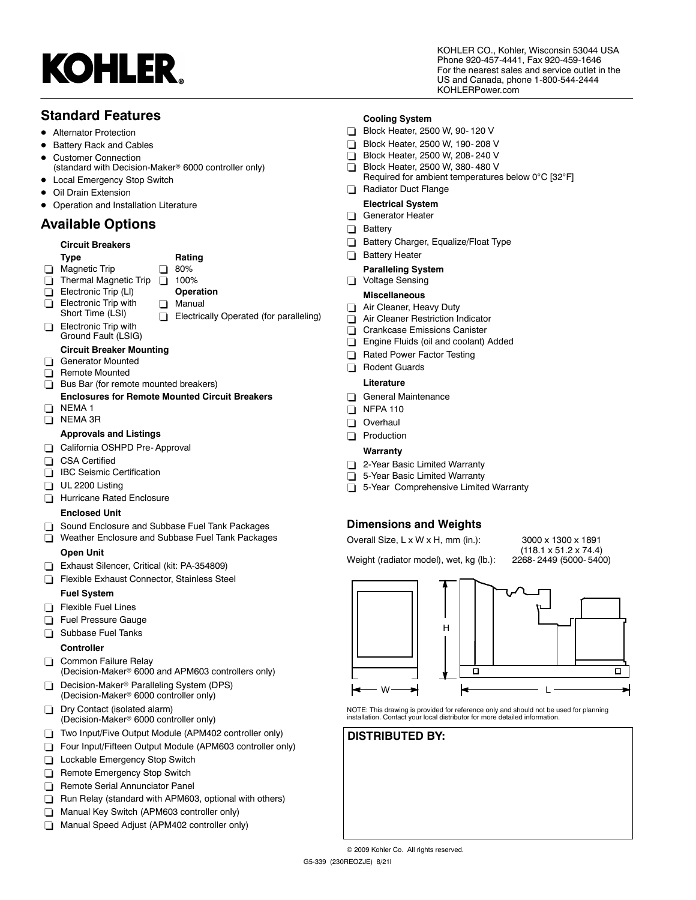KOHLER CO., Kohler, Wisconsin 53044 USA
Phone 920-457-4441, Fax 920-459-1646
For the nearest sales and service outlet in the US and Canada, phone 1-800-544-2444
KOHLERPower.com

## Standard Features

- Alternator Protection
- Battery Rack and Cables
- Customer Connection (standard with Decision-Maker® 6000 controller only)
- Local Emergency Stop Switch
- Oil Drain Extension
- Operation and Installation Literature

## Available Options

### Circuit Breakers

**Type**

- ❑ Magnetic Trip
- ❑ Thermal Magnetic Trip
- ❑ Electronic Trip (LI)
- ❑ Electronic Trip with Short Time (LSI)
- ❑ Electronic Trip with Ground Fault (LSIG)

**Rating**

- ❑ 80%
- ❑ 100%

**Operation**

- ❑ Manual
- ❑ Electrically Operated (for paralleling)

### Circuit Breaker Mounting

- ❑ Generator Mounted
- ❑ Remote Mounted
- ❑ Bus Bar (for remote mounted breakers)

### Enclosures for Remote Mounted Circuit Breakers

- ❑ NEMA 1
- ❑ NEMA 3R

### Approvals and Listings

- ❑ California OSHPD Pre-Approval
- ❑ CSA Certified
- ❑ IBC Seismic Certification
- ❑ UL 2200 Listing
- ❑ Hurricane Rated Enclosure

### Enclosed Unit

- ❑ Sound Enclosure and Subbase Fuel Tank Packages
- ❑ Weather Enclosure and Subbase Fuel Tank Packages

### Open Unit

- ❑ Exhaust Silencer, Critical (kit: PA-354809)
- ❑ Flexible Exhaust Connector, Stainless Steel

### Fuel System

- ❑ Flexible Fuel Lines
- ❑ Fuel Pressure Gauge
- ❑ Subbase Fuel Tanks

### Controller

- ❑ Common Failure Relay (Decision-Maker® 6000 and APM603 controllers only)
- ❑ Decision-Maker® Paralleling System (DPS) (Decision-Maker® 6000 controller only)
- ❑ Dry Contact (isolated alarm) (Decision-Maker® 6000 controller only)
- ❑ Two Input/Five Output Module (APM402 controller only)
- ❑ Four Input/Fifteen Output Module (APM603 controller only)
- ❑ Lockable Emergency Stop Switch
- ❑ Remote Emergency Stop Switch
- ❑ Remote Serial Annunciator Panel
- ❑ Run Relay (standard with APM603, optional with others)
- ❑ Manual Key Switch (APM603 controller only)
- ❑ Manual Speed Adjust (APM402 controller only)

### Cooling System

- ❑ Block Heater, 2500 W, 90-120 V
- ❑ Block Heater, 2500 W, 190-208 V
- ❑ Block Heater, 2500 W, 208-240 V
- ❑ Block Heater, 2500 W, 380-480 V
  Required for ambient temperatures below 0°C [32°F]
- ❑ Radiator Duct Flange

### Electrical System

- ❑ Generator Heater
- ❑ Battery
- ❑ Battery Charger, Equalize/Float Type
- ❑ Battery Heater

### Paralleling System

- ❑ Voltage Sensing

### Miscellaneous

- ❑ Air Cleaner, Heavy Duty
- ❑ Air Cleaner Restriction Indicator
- ❑ Crankcase Emissions Canister
- ❑ Engine Fluids (oil and coolant) Added
- ❑ Rated Power Factor Testing
- ❑ Rodent Guards

### Literature

- ❑ General Maintenance
- ❑ NFPA 110
- ❑ Overhaul
- ❑ Production

### Warranty

- ❑ 2-Year Basic Limited Warranty
- ❑ 5-Year Basic Limited Warranty
- ❑ 5-Year Comprehensive Limited Warranty

## Dimensions and Weights

Overall Size, L x W x H, mm (in.): 3000 x 1300 x 1891 (118.1 x 51.2 x 74.4)

Weight (radiator model), wet, kg (lb.): 2268-2449 (5000-5400)

H
W
L

NOTE: This drawing is provided for reference only and should not be used for planning installation. Contact your local distributor for more detailed information.

**DISTRIBUTED BY:**

© 2009 Kohler Co. All rights reserved.

G5-339 (230REOZJE) 8/21l